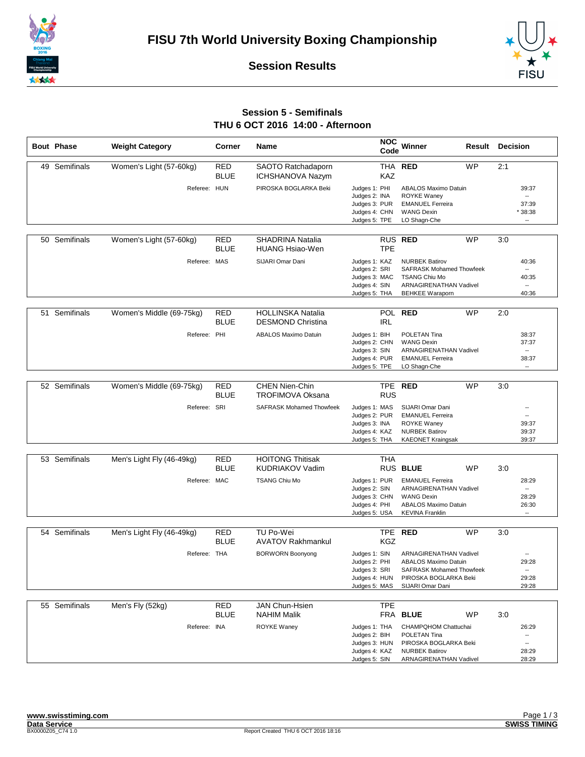# FISU 7th World University Boxing Championship

## Session Results

### Session 5 - Semifinals
### THU 6 OCT 2016 14:00 - Afternoon

| Bout | Phase | Weight Category | Corner | Name | NOC Code | Winner | Result | Decision |
|---|---|---|---|---|---|---|---|---|
| 49 | Semifinals | Women's Light (57-60kg) | RED | SAOTO Ratchadaporn | THA | RED | WP | 2:1 |
| | | | BLUE | ICHSHANOVA Nazym | KAZ | | | |
| | | | Referee: HUN | PIROSKA BOGLARKA Beki | Judges 1: PHI | ABALOS Maximo Datuin | | 39:37 |
| | | | | | Judges 2: INA | ROYKE Waney | | -- |
| | | | | | Judges 3: PUR | EMANUEL Ferreira | | 37:39 |
| | | | | | Judges 4: CHN | WANG Dexin | | * 38:38 |
| | | | | | Judges 5: TPE | LO Shagn-Che | | -- |
| 50 | Semifinals | Women's Light (57-60kg) | RED | SHADRINA Natalia | RUS | RED | WP | 3:0 |
| | | | BLUE | HUANG Hsiao-Wen | TPE | | | |
| | | | Referee: MAS | SIJARI Omar Dani | Judges 1: KAZ | NURBEK Batirov | | 40:36 |
| | | | | | Judges 2: SRI | SAFRASK Mohamed Thowfeek | | -- |
| | | | | | Judges 3: MAC | TSANG Chiu Mo | | 40:35 |
| | | | | | Judges 4: SIN | ARNAGIRENATHAN Vadivel | | -- |
| | | | | | Judges 5: THA | BEHKEE Waraporn | | 40:36 |
| 51 | Semifinals | Women's Middle (69-75kg) | RED | HOLLINSKA Natalia | POL | RED | WP | 2:0 |
| | | | BLUE | DESMOND Christina | IRL | | | |
| | | | Referee: PHI | ABALOS Maximo Datuin | Judges 1: BIH | POLETAN Tina | | 38:37 |
| | | | | | Judges 2: CHN | WANG Dexin | | 37:37 |
| | | | | | Judges 3: SIN | ARNAGIRENATHAN Vadivel | | -- |
| | | | | | Judges 4: PUR | EMANUEL Ferreira | | 38:37 |
| | | | | | Judges 5: TPE | LO Shagn-Che | | -- |
| 52 | Semifinals | Women's Middle (69-75kg) | RED | CHEN Nien-Chin | TPE | RED | WP | 3:0 |
| | | | BLUE | TROFIMOVA Oksana | RUS | | | |
| | | | Referee: SRI | SAFRASK Mohamed Thowfeek | Judges 1: MAS | SIJARI Omar Dani | | -- |
| | | | | | Judges 2: PUR | EMANUEL Ferreira | | -- |
| | | | | | Judges 3: INA | ROYKE Waney | | 39:37 |
| | | | | | Judges 4: KAZ | NURBEK Batirov | | 39:37 |
| | | | | | Judges 5: THA | KAEONET Kraingsak | | 39:37 |
| 53 | Semifinals | Men's Light Fly (46-49kg) | RED | HOITONG Thitisak | THA | | | |
| | | | BLUE | KUDRIAKOV Vadim | RUS | BLUE | WP | 3:0 |
| | | | Referee: MAC | TSANG Chiu Mo | Judges 1: PUR | EMANUEL Ferreira | | 28:29 |
| | | | | | Judges 2: SIN | ARNAGIRENATHAN Vadivel | | -- |
| | | | | | Judges 3: CHN | WANG Dexin | | 28:29 |
| | | | | | Judges 4: PHI | ABALOS Maximo Datuin | | 26:30 |
| | | | | | Judges 5: USA | KEVINA Franklin | | -- |
| 54 | Semifinals | Men's Light Fly (46-49kg) | RED | TU Po-Wei | TPE | RED | WP | 3:0 |
| | | | BLUE | AVATOV Rakhmankul | KGZ | | | |
| | | | Referee: THA | BORWORN Boonyong | Judges 1: SIN | ARNAGIRENATHAN Vadivel | | -- |
| | | | | | Judges 2: PHI | ABALOS Maximo Datuin | | 29:28 |
| | | | | | Judges 3: SRI | SAFRASK Mohamed Thowfeek | | -- |
| | | | | | Judges 4: HUN | PIROSKA BOGLARKA Beki | | 29:28 |
| | | | | | Judges 5: MAS | SIJARI Omar Dani | | 29:28 |
| 55 | Semifinals | Men's Fly (52kg) | RED | JAN Chun-Hsien | TPE | | | |
| | | | BLUE | NAHIM Malik | FRA | BLUE | WP | 3:0 |
| | | | Referee: INA | ROYKE Waney | Judges 1: THA | CHAMPQHOM Chattuchai | | 26:29 |
| | | | | | Judges 2: BIH | POLETAN Tina | | -- |
| | | | | | Judges 3: HUN | PIROSKA BOGLARKA Beki | | -- |
| | | | | | Judges 4: KAZ | NURBEK Batirov | | 28:29 |
| | | | | | Judges 5: SIN | ARNAGIRENATHAN Vadivel | | 28:29 |

www.swisstiming.com
Data Service
BX0000Z05_C74 1.0
Report Created THU 6 OCT 2016 18:16
SWISS TIMING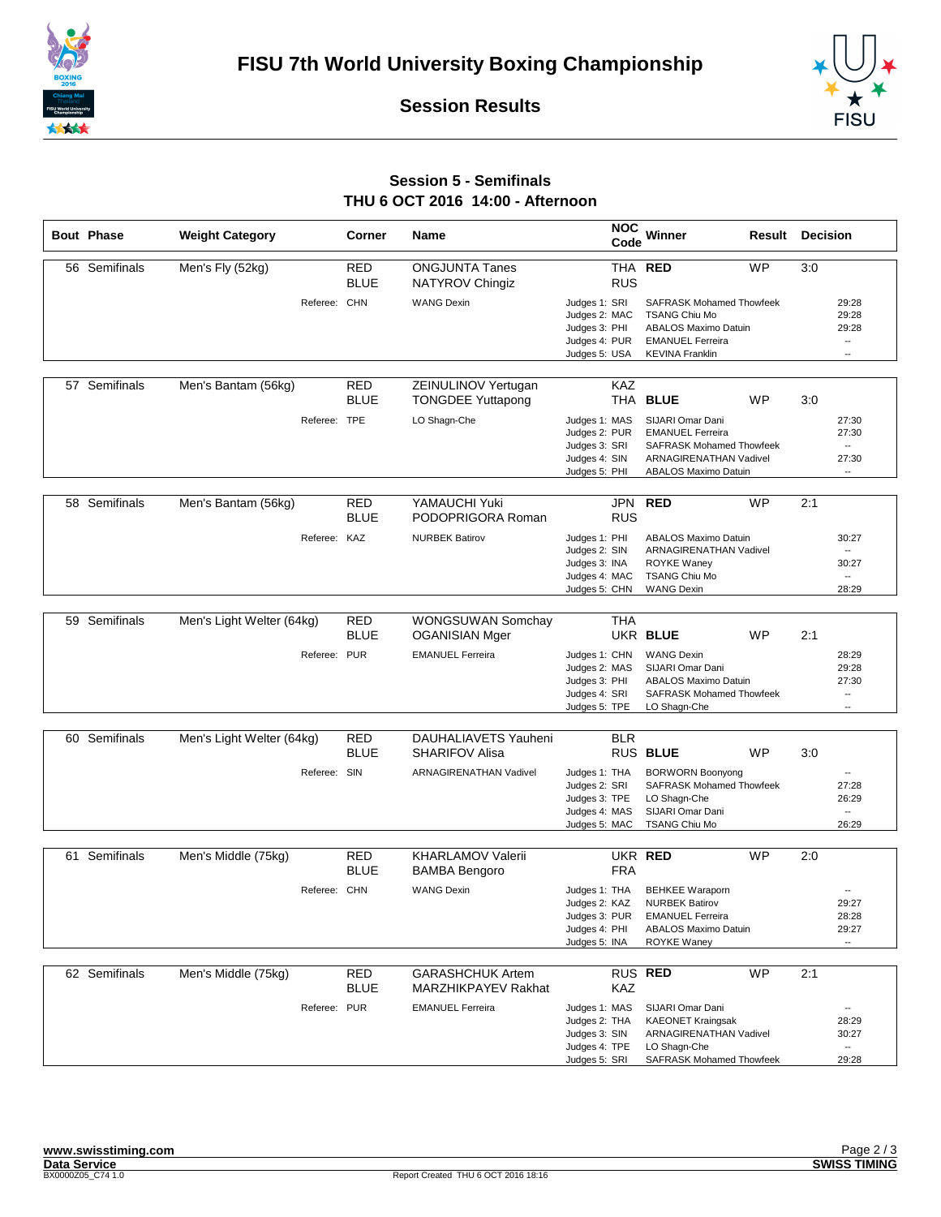# FISU 7th World University Boxing Championship

## Session Results

### Session 5 - Semifinals
### THU 6 OCT 2016 14:00 - Afternoon

| Bout | Phase | Weight Category | Corner | Name | NOC Code | Winner | Result | Decision |
|---|---|---|---|---|---|---|---|---|
| 56 | Semifinals | Men's Fly (52kg) | RED | ONGJUNTA Tanes | THA | RED | WP | 3:0 |
| | | | BLUE | NATYROV Chingiz | RUS | | | |
| | | Referee: | CHN | WANG Dexin | Judges 1: SRI | SAFRASK Mohamed Thowfeek | | 29:28 |
| | | | | | Judges 2: MAC | TSANG Chiu Mo | | 29:28 |
| | | | | | Judges 3: PHI | ABALOS Maximo Datuin | | 29:28 |
| | | | | | Judges 4: PUR | EMANUEL Ferreira | | -- |
| | | | | | Judges 5: USA | KEVINA Franklin | | -- |
| 57 | Semifinals | Men's Bantam (56kg) | RED | ZEINULINOV Yertugan | KAZ | | | |
| | | | BLUE | TONGDEE Yuttapong | THA | BLUE | WP | 3:0 |
| | | Referee: | TPE | LO Shagn-Che | Judges 1: MAS | SIJARI Omar Dani | | 27:30 |
| | | | | | Judges 2: PUR | EMANUEL Ferreira | | 27:30 |
| | | | | | Judges 3: SRI | SAFRASK Mohamed Thowfeek | | -- |
| | | | | | Judges 4: SIN | ARNAGIRENATHAN Vadivel | | 27:30 |
| | | | | | Judges 5: PHI | ABALOS Maximo Datuin | | -- |
| 58 | Semifinals | Men's Bantam (56kg) | RED | YAMAUCHI Yuki | JPN | RED | WP | 2:1 |
| | | | BLUE | PODOPRIGORA Roman | RUS | | | |
| | | Referee: | KAZ | NURBEK Batirov | Judges 1: PHI | ABALOS Maximo Datuin | | 30:27 |
| | | | | | Judges 2: SIN | ARNAGIRENATHAN Vadivel | | -- |
| | | | | | Judges 3: INA | ROYKE Waney | | 30:27 |
| | | | | | Judges 4: MAC | TSANG Chiu Mo | | -- |
| | | | | | Judges 5: CHN | WANG Dexin | | 28:29 |
| 59 | Semifinals | Men's Light Welter (64kg) | RED | WONGSUWAN Somchay | THA | | | |
| | | | BLUE | OGANISIAN Mger | UKR | BLUE | WP | 2:1 |
| | | Referee: | PUR | EMANUEL Ferreira | Judges 1: CHN | WANG Dexin | | 28:29 |
| | | | | | Judges 2: MAS | SIJARI Omar Dani | | 29:28 |
| | | | | | Judges 3: PHI | ABALOS Maximo Datuin | | 27:30 |
| | | | | | Judges 4: SRI | SAFRASK Mohamed Thowfeek | | -- |
| | | | | | Judges 5: TPE | LO Shagn-Che | | -- |
| 60 | Semifinals | Men's Light Welter (64kg) | RED | DAUHALIAVETS Yauheni | BLR | | | |
| | | | BLUE | SHARIFOV Alisa | RUS | BLUE | WP | 3:0 |
| | | Referee: | SIN | ARNAGIRENATHAN Vadivel | Judges 1: THA | BORWORN Boonyong | | -- |
| | | | | | Judges 2: SRI | SAFRASK Mohamed Thowfeek | | 27:28 |
| | | | | | Judges 3: TPE | LO Shagn-Che | | 26:29 |
| | | | | | Judges 4: MAS | SIJARI Omar Dani | | -- |
| | | | | | Judges 5: MAC | TSANG Chiu Mo | | 26:29 |
| 61 | Semifinals | Men's Middle (75kg) | RED | KHARLAMOV Valerii | UKR | RED | WP | 2:0 |
| | | | BLUE | BAMBA Bengoro | FRA | | | |
| | | Referee: | CHN | WANG Dexin | Judges 1: THA | BEHKEE Waraporn | | -- |
| | | | | | Judges 2: KAZ | NURBEK Batirov | | 29:27 |
| | | | | | Judges 3: PUR | EMANUEL Ferreira | | 28:28 |
| | | | | | Judges 4: PHI | ABALOS Maximo Datuin | | 29:27 |
| | | | | | Judges 5: INA | ROYKE Waney | | -- |
| 62 | Semifinals | Men's Middle (75kg) | RED | GARASHCHUK Artem | RUS | RED | WP | 2:1 |
| | | | BLUE | MARZHIKPAYEV Rakhat | KAZ | | | |
| | | Referee: | PUR | EMANUEL Ferreira | Judges 1: MAS | SIJARI Omar Dani | | -- |
| | | | | | Judges 2: THA | KAEONET Kraingsak | | 28:29 |
| | | | | | Judges 3: SIN | ARNAGIRENATHAN Vadivel | | 30:27 |
| | | | | | Judges 4: TPE | LO Shagn-Che | | -- |
| | | | | | Judges 5: SRI | SAFRASK Mohamed Thowfeek | | 29:28 |

www.swisstiming.com
Data Service
BX0000Z05_C74 1.0

Report Created THU 6 OCT 2016 18:16

SWISS TIMING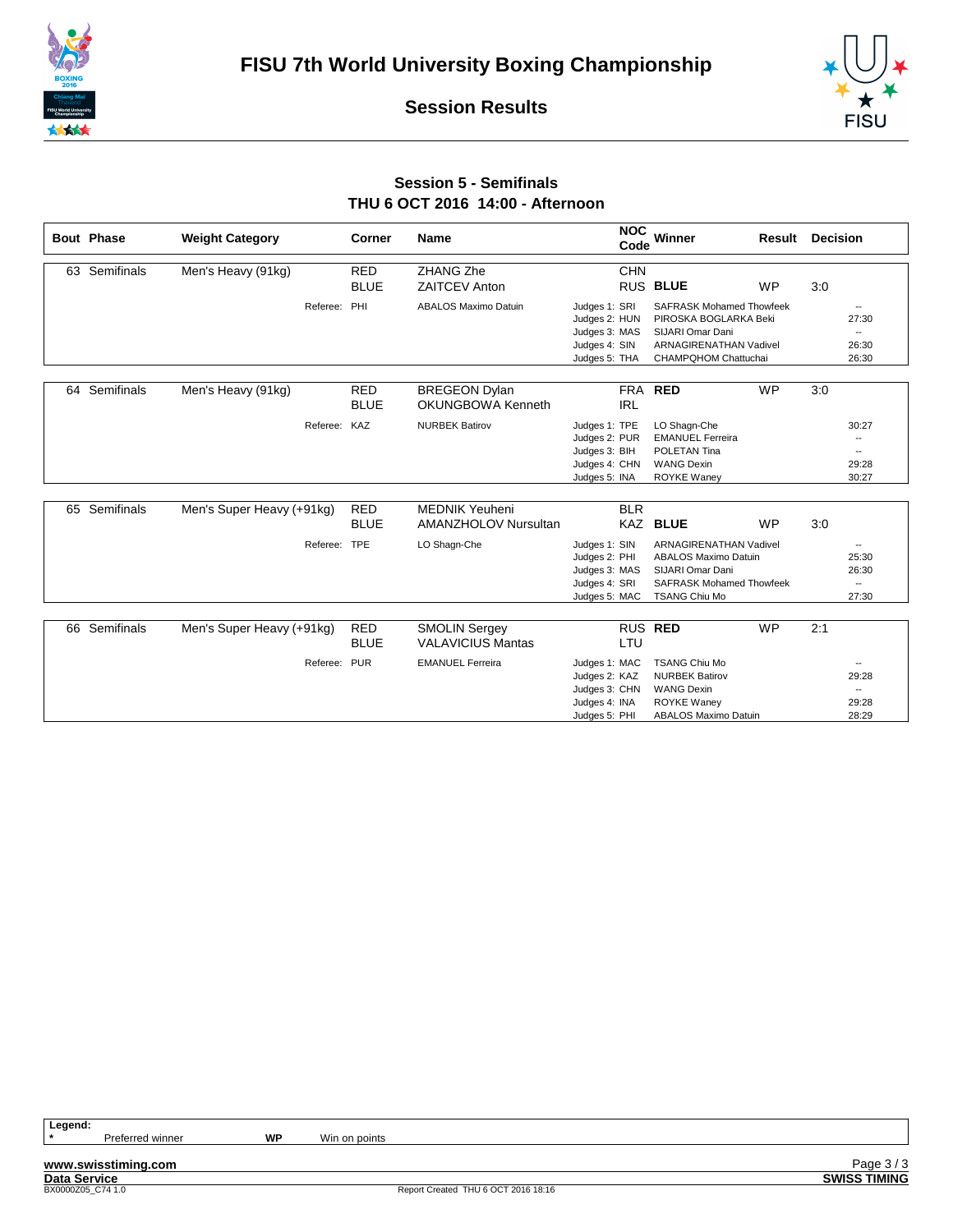# FISU 7th World University Boxing Championship

## Session Results

### Session 5 - Semifinals
### THU 6 OCT 2016 14:00 - Afternoon

| Bout | Phase | Weight Category | Corner | Name | NOC Code | Winner | Result | Decision |
|---|---|---|---|---|---|---|---|---|
| 63 | Semifinals | Men's Heavy (91kg) | RED | ZHANG Zhe | CHN | | | |
| | | | BLUE | ZAITCEV Anton | RUS | **BLUE** | WP | 3:0 |
| | | Referee: | PHI | ABALOS Maximo Datuin | Judges 1: SRI | SAFRASK Mohamed Thowfeek | | -- |
| | | | | | Judges 2: HUN | PIROSKA BOGLARKA Beki | | 27:30 |
| | | | | | Judges 3: MAS | SIJARI Omar Dani | | -- |
| | | | | | Judges 4: SIN | ARNAGIRENATHAN Vadivel | | 26:30 |
| | | | | | Judges 5: THA | CHAMPQHOM Chattuchai | | 26:30 |
| 64 | Semifinals | Men's Heavy (91kg) | RED | BREGEON Dylan | FRA | **RED** | WP | 3:0 |
| | | | BLUE | OKUNGBOWA Kenneth | IRL | | | |
| | | Referee: | KAZ | NURBEK Batirov | Judges 1: TPE | LO Shagn-Che | | 30:27 |
| | | | | | Judges 2: PUR | EMANUEL Ferreira | | -- |
| | | | | | Judges 3: BIH | POLETAN Tina | | -- |
| | | | | | Judges 4: CHN | WANG Dexin | | 29:28 |
| | | | | | Judges 5: INA | ROYKE Waney | | 30:27 |
| 65 | Semifinals | Men's Super Heavy (+91kg) | RED | MEDNIK Yeuheni | BLR | | | |
| | | | BLUE | AMANZHOLOV Nursultan | KAZ | **BLUE** | WP | 3:0 |
| | | Referee: | TPE | LO Shagn-Che | Judges 1: SIN | ARNAGIRENATHAN Vadivel | | -- |
| | | | | | Judges 2: PHI | ABALOS Maximo Datuin | | 25:30 |
| | | | | | Judges 3: MAS | SIJARI Omar Dani | | 26:30 |
| | | | | | Judges 4: SRI | SAFRASK Mohamed Thowfeek | | -- |
| | | | | | Judges 5: MAC | TSANG Chiu Mo | | 27:30 |
| 66 | Semifinals | Men's Super Heavy (+91kg) | RED | SMOLIN Sergey | RUS | **RED** | WP | 2:1 |
| | | | BLUE | VALAVICIUS Mantas | LTU | | | |
| | | Referee: | PUR | EMANUEL Ferreira | Judges 1: MAC | TSANG Chiu Mo | | -- |
| | | | | | Judges 2: KAZ | NURBEK Batirov | | 29:28 |
| | | | | | Judges 3: CHN | WANG Dexin | | -- |
| | | | | | Judges 4: INA | ROYKE Waney | | 29:28 |
| | | | | | Judges 5: PHI | ABALOS Maximo Datuin | | 28:29 |

**Legend:**
* Preferred winner  **WP** Win on points

**www.swisstiming.com**
**Data Service**
BX0000Z05_C74 1.0  Report Created THU 6 OCT 2016 18:16
**SWISS TIMING**